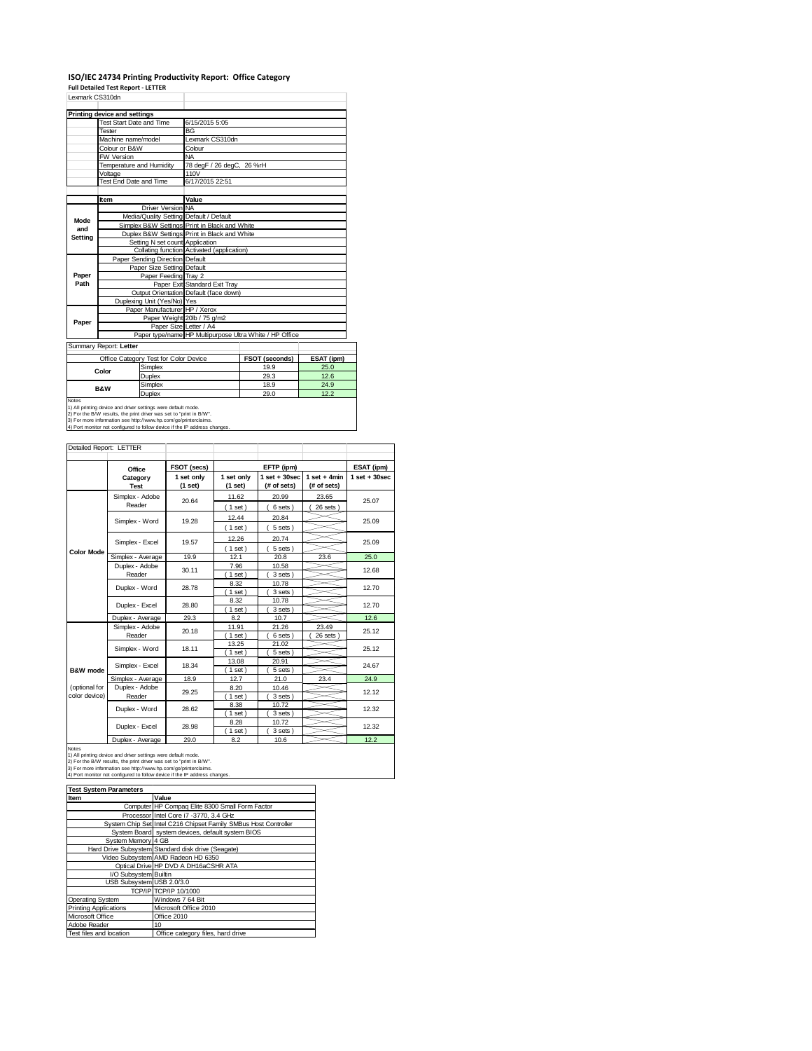# ISO/IEC 24734 Printing Productivity Report: Office Category

**Full Detailed Test Report - LETTER**

Lexmark CS310dn

| Printing device and settings | |
|---|---|
| Test Start Date and Time | 6/15/2015 5:05 |
| Tester | BG |
| Machine name/model | Lexmark CS310dn |
| Colour or B&W | Colour |
| FW Version | NA |
| Temperature and Humidity | 78 degF / 26 degC, 26 %rH |
| Voltage | 110V |
| Test End Date and Time | 6/17/2015 22:51 |

| | Item | Value |
|---|---|---|
| Mode and Setting | Driver Version | NA |
| | Media/Quality Setting | Default / Default |
| | Simplex B&W Settings | Print in Black and White |
| | Duplex B&W Settings | Print in Black and White |
| | Setting N set count | Application |
| | Collating function | Activated (application) |
| Paper Path | Paper Sending Direction | Default |
| | Paper Size Setting | Default |
| | Paper Feeding | Tray 2 |
| | Paper Exit | Standard Exit Tray |
| | Output Orientation | Default (face down) |
| | Duplexing Unit (Yes/No) | Yes |
| Paper | Paper Manufacturer | HP / Xerox |
| | Paper Weight | 20lb / 75 g/m2 |
| | Paper Size | Letter / A4 |
| | Paper type/name | HP Multipurpose Ultra White / HP Office |

Summary Report: **Letter**

| Office Category Test for Color Device | | FSOT (seconds) | ESAT (ipm) |
|---|---|---|---|
| Color | Simplex | 19.9 | 25.0 |
| | Duplex | 29.3 | 12.6 |
| B&W | Simplex | 18.9 | 24.9 |
| | Duplex | 29.0 | 12.2 |

Notes
1) All printing device and driver settings were default mode.
2) For the B/W results, the print driver was set to "print in B/W".
3) For more information see http://www.hp.com/go/printerclaims.
4) Port monitor not configured to follow device if the IP address changes.

Detailed Report: LETTER

| | Office Category Test | FSOT (secs) 1 set only (1 set) | EFTP (ipm) 1 set only (1 set) | EFTP (ipm) 1 set + 30sec (# of sets) | EFTP (ipm) 1 set + 4min (# of sets) | ESAT (ipm) 1 set + 30sec |
|---|---|---|---|---|---|---|
| Color Mode | Simplex - Adobe Reader | 20.64 | 11.62 (1 set) | 20.99 (6 sets) | 23.65 (26 sets) | 25.07 |
| | Simplex - Word | 19.28 | 12.44 (1 set) | 20.84 (5 sets) | | 25.09 |
| | Simplex - Excel | 19.57 | 12.26 (1 set) | 20.74 (5 sets) | | 25.09 |
| | Simplex - Average | 19.9 | 12.1 | 20.8 | 23.6 | 25.0 |
| | Duplex - Adobe Reader | 30.11 | 7.96 (1 set) | 10.58 (3 sets) | | 12.68 |
| | Duplex - Word | 28.78 | 8.32 (1 set) | 10.78 (3 sets) | | 12.70 |
| | Duplex - Excel | 28.80 | 8.32 (1 set) | 10.78 (3 sets) | | 12.70 |
| | Duplex - Average | 29.3 | 8.2 | 10.7 | | 12.6 |
| B&W mode (optional for color device) | Simplex - Adobe Reader | 20.18 | 11.91 (1 set) | 21.26 (6 sets) | 23.49 (26 sets) | 25.12 |
| | Simplex - Word | 18.11 | 13.25 (1 set) | 21.02 (5 sets) | | 25.12 |
| | Simplex - Excel | 18.34 | 13.08 (1 set) | 20.91 (5 sets) | | 24.67 |
| | Simplex - Average | 18.9 | 12.7 | 21.0 | 23.4 | 24.9 |
| | Duplex - Adobe Reader | 29.25 | 8.20 (1 set) | 10.46 (3 sets) | | 12.12 |
| | Duplex - Word | 28.62 | 8.38 (1 set) | 10.72 (3 sets) | | 12.32 |
| | Duplex - Excel | 28.98 | 8.28 (1 set) | 10.72 (3 sets) | | 12.32 |
| | Duplex - Average | 29.0 | 8.2 | 10.6 | | 12.2 |

Notes
1) All printing device and driver settings were default mode.
2) For the B/W results, the print driver was set to "print in B/W".
3) For more information see http://www.hp.com/go/printerclaims.
4) Port monitor not configured to follow device if the IP address changes.

| Test System Parameters | |
|---|---|
| **Item** | **Value** |
| Computer | HP Compaq Elite 8300 Small Form Factor |
| Processor | Intel Core i7 -3770, 3.4 GHz |
| System Chip Set | Intel C216 Chipset Family SMBus Host Controller |
| System Board | system devices, default system BIOS |
| System Memory | 4 GB |
| Hard Drive Subsystem | Standard disk drive (Seagate) |
| Video Subsystem | AMD Radeon HD 6350 |
| Optical Drive | HP DVD A DH16aCSHR ATA |
| I/O Subsystem | Builtin |
| USB Subsystem | USB 2.0/3.0 |
| TCP/IP | TCP/IP 10/1000 |
| Operating System | Windows 7 64 Bit |
| Printing Applications | Microsoft Office 2010 |
| Microsoft Office | Office 2010 |
| Adobe Reader | 10 |
| Test files and location | Office category files, hard drive |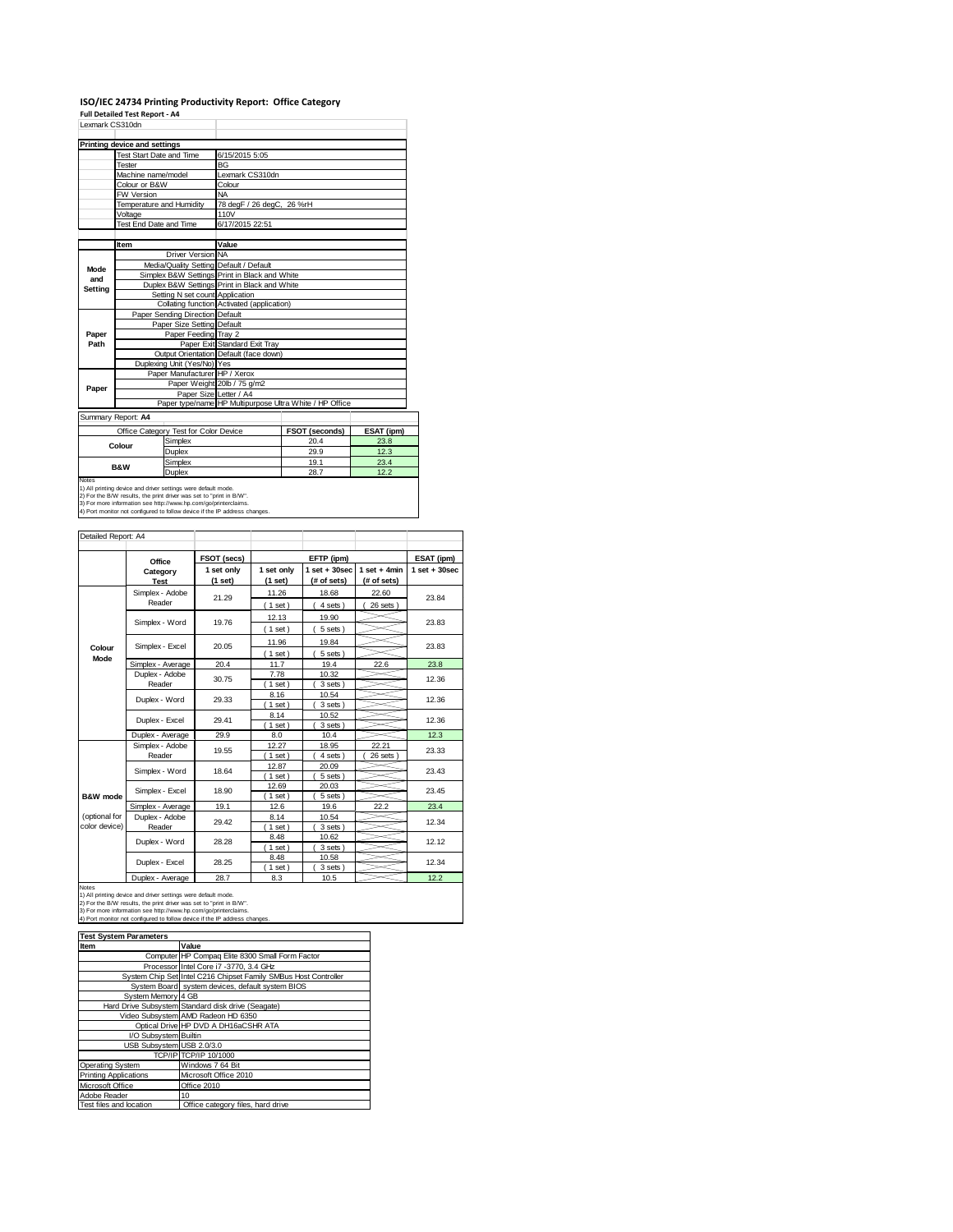# ISO/IEC 24734 Printing Productivity Report: Office Category

**Full Detailed Test Report - A4**

Lexmark CS310dn

| Printing device and settings | | |
|---|---|---|
| | Test Start Date and Time | 6/15/2015 5:05 |
| | Tester | BG |
| | Machine name/model | Lexmark CS310dn |
| | Colour or B&W | Colour |
| | FW Version | NA |
| | Temperature and Humidity | 78 degF / 26 degC, 26 %rH |
| | Voltage | 110V |
| | Test End Date and Time | 6/17/2015 22:51 |

| | Item | Value |
|---|---|---|
| Mode and Setting | Driver Version | NA |
| | Media/Quality Setting | Default / Default |
| | Simplex B&W Settings | Print in Black and White |
| | Duplex B&W Settings | Print in Black and White |
| | Setting N set count | Application |
| | Collating function | Activated (application) |
| Paper Path | Paper Sending Direction | Default |
| | Paper Size Setting | Default |
| | Paper Feeding | Tray 2 |
| | Paper Exit | Standard Exit Tray |
| | Output Orientation | Default (face down) |
| | Duplexing Unit (Yes/No) | Yes |
| Paper | Paper Manufacturer | HP / Xerox |
| | Paper Weight | 20lb / 75 g/m2 |
| | Paper Size | Letter / A4 |
| | Paper type/name | HP Multipurpose Ultra White / HP Office |

Summary Report: **A4**

| Office Category Test for Color Device | | FSOT (seconds) | ESAT (ipm) |
|---|---|---|---|
| Colour | Simplex | 20.4 | 23.8 |
| | Duplex | 29.9 | 12.3 |
| B&W | Simplex | 19.1 | 23.4 |
| | Duplex | 28.7 | 12.2 |

Notes
1) All printing device and driver settings were default mode.
2) For the B/W results, the print driver was set to "print in B/W".
3) For more information see http://www.hp.com/go/printerclaims.
4) Port monitor not configured to follow device if the IP address changes.

Detailed Report: A4

| | Office Category Test | FSOT (secs) 1 set only (1 set) | EFTP (ipm) 1 set only (1 set) | EFTP (ipm) 1 set + 30sec (# of sets) | EFTP (ipm) 1 set + 4min (# of sets) | ESAT (ipm) 1 set + 30sec |
|---|---|---|---|---|---|---|
| Colour Mode | Simplex - Adobe Reader | 21.29 | 11.26 (1 set) | 18.68 (4 sets) | 22.60 (26 sets) | 23.84 |
| | Simplex - Word | 19.76 | 12.13 (1 set) | 19.90 (5 sets) | | 23.83 |
| | Simplex - Excel | 20.05 | 11.96 (1 set) | 19.84 (5 sets) | | 23.83 |
| | Simplex - Average | 20.4 | 11.7 | 19.4 | 22.6 | 23.8 |
| | Duplex - Adobe Reader | 30.75 | 7.78 (1 set) | 10.32 (3 sets) | | 12.36 |
| | Duplex - Word | 29.33 | 8.16 (1 set) | 10.54 (3 sets) | | 12.36 |
| | Duplex - Excel | 29.41 | 8.14 (1 set) | 10.52 (3 sets) | | 12.36 |
| | Duplex - Average | 29.9 | 8.0 | 10.4 | | 12.3 |
| B&W mode (optional for color device) | Simplex - Adobe Reader | 19.55 | 12.27 (1 set) | 18.95 (4 sets) | 22.21 (26 sets) | 23.33 |
| | Simplex - Word | 18.64 | 12.87 (1 set) | 20.09 (5 sets) | | 23.43 |
| | Simplex - Excel | 18.90 | 12.69 (1 set) | 20.03 (5 sets) | | 23.45 |
| | Simplex - Average | 19.1 | 12.6 | 19.6 | 22.2 | 23.4 |
| | Duplex - Adobe Reader | 29.42 | 8.14 (1 set) | 10.54 (3 sets) | | 12.34 |
| | Duplex - Word | 28.28 | 8.48 (1 set) | 10.62 (3 sets) | | 12.12 |
| | Duplex - Excel | 28.25 | 8.48 (1 set) | 10.58 (3 sets) | | 12.34 |
| | Duplex - Average | 28.7 | 8.3 | 10.5 | | 12.2 |

Notes
1) All printing device and driver settings were default mode.
2) For the B/W results, the print driver was set to "print in B/W".
3) For more information see http://www.hp.com/go/printerclaims.
4) Port monitor not configured to follow device if the IP address changes.

| Test System Parameters | |
|---|---|
| **Item** | **Value** |
| Computer | HP Compaq Elite 8300 Small Form Factor |
| Processor | Intel Core i7 -3770, 3.4 GHz |
| System Chip Set | Intel C216 Chipset Family SMBus Host Controller |
| System Board | system devices, default system BIOS |
| System Memory | 4 GB |
| Hard Drive Subsystem | Standard disk drive (Seagate) |
| Video Subsystem | AMD Radeon HD 6350 |
| Optical Drive | HP DVD A DH16aCSHR ATA |
| I/O Subsystem | Builtin |
| USB Subsystem | USB 2.0/3.0 |
| TCP/IP | TCP/IP 10/1000 |
| Operating System | Windows 7 64 Bit |
| Printing Applications | Microsoft Office 2010 |
| Microsoft Office | Office 2010 |
| Adobe Reader | 10 |
| Test files and location | Office category files, hard drive |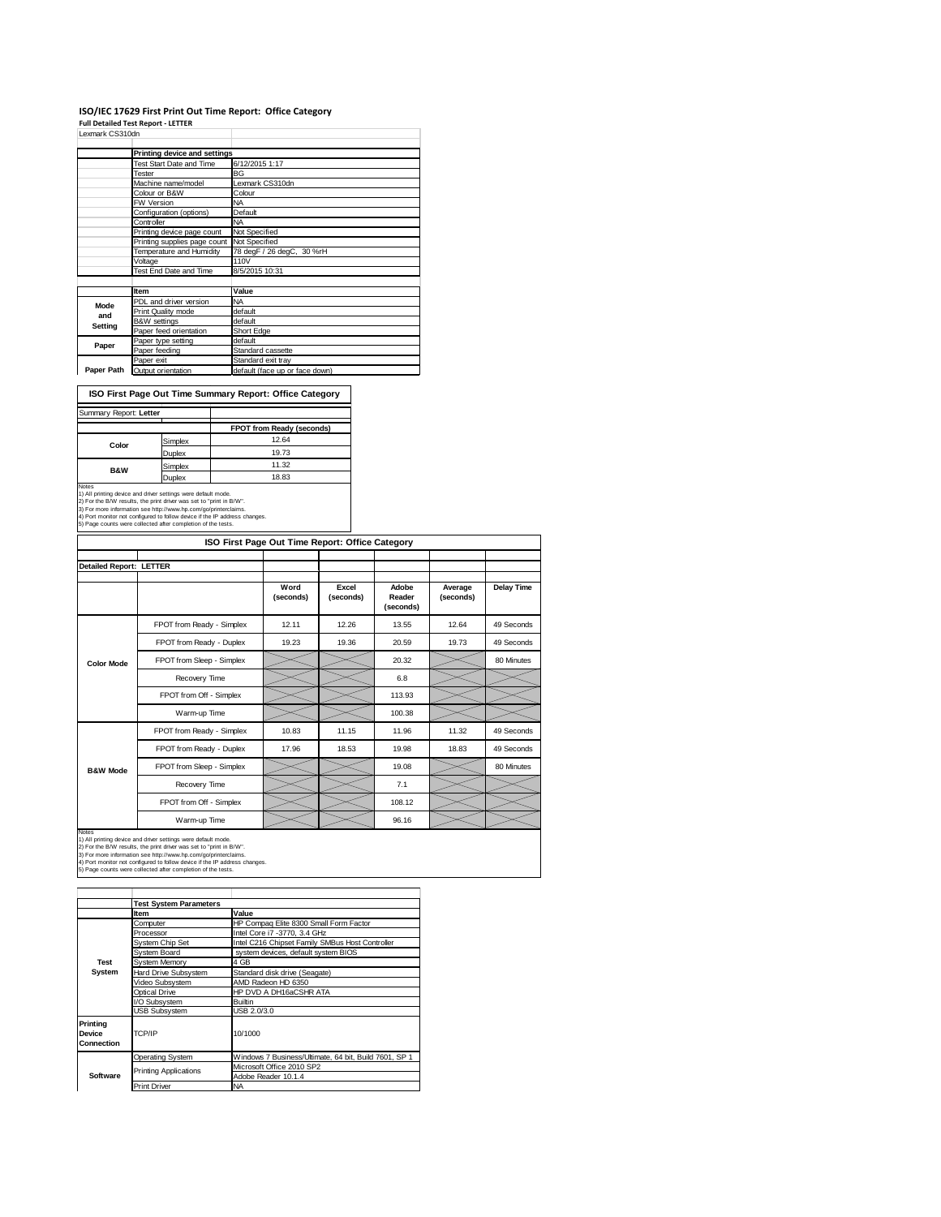## ISO/IEC 17629 First Print Out Time Report: Office Category

**Full Detailed Test Report - LETTER**

Lexmark CS310dn

| | Printing device and settings | |
|---|---|---|
| | Test Start Date and Time | 6/12/2015 1:17 |
| | Tester | BG |
| | Machine name/model | Lexmark CS310dn |
| | Colour or B&W | Colour |
| | FW Version | NA |
| | Configuration (options) | Default |
| | Controller | NA |
| | Printing device page count | Not Specified |
| | Printing supplies page count | Not Specified |
| | Temperature and Humidity | 78 degF / 26 degC, 30 %rH |
| | Voltage | 110V |
| | Test End Date and Time | 8/5/2015 10:31 |

| | Item | Value |
|---|---|---|
| Mode and Setting | PDL and driver version | NA |
| | Print Quality mode | default |
| | B&W settings | default |
| | Paper feed orientation | Short Edge |
| Paper | Paper type setting | default |
| | Paper feeding | Standard cassette |
| | Paper exit | Standard exit tray |
| Paper Path | Output orientation | default (face up or face down) |

### ISO First Page Out Time Summary Report: Office Category

Summary Report: **Letter**

| | | FPOT from Ready (seconds) |
|---|---|---|
| Color | Simplex | 12.64 |
| | Duplex | 19.73 |
| B&W | Simplex | 11.32 |
| | Duplex | 18.83 |

Notes
1) All printing device and driver settings were default mode.
2) For the B/W results, the print driver was set to "print in B/W".
3) For more information see http://www.hp.com/go/printerclaims.
4) Port monitor not configured to follow device if the IP address changes.
5) Page counts were collected after completion of the tests.

### ISO First Page Out Time Report: Office Category

**Detailed Report: LETTER**

| | | Word (seconds) | Excel (seconds) | Adobe Reader (seconds) | Average (seconds) | Delay Time |
|---|---|---|---|---|---|---|
| Color Mode | FPOT from Ready - Simplex | 12.11 | 12.26 | 13.55 | 12.64 | 49 Seconds |
| | FPOT from Ready - Duplex | 19.23 | 19.36 | 20.59 | 19.73 | 49 Seconds |
| | FPOT from Sleep - Simplex | | | 20.32 | | 80 Minutes |
| | Recovery Time | | | 6.8 | | |
| | FPOT from Off - Simplex | | | 113.93 | | |
| | Warm-up Time | | | 100.38 | | |
| B&W Mode | FPOT from Ready - Simplex | 10.83 | 11.15 | 11.96 | 11.32 | 49 Seconds |
| | FPOT from Ready - Duplex | 17.96 | 18.53 | 19.98 | 18.83 | 49 Seconds |
| | FPOT from Sleep - Simplex | | | 19.08 | | 80 Minutes |
| | Recovery Time | | | 7.1 | | |
| | FPOT from Off - Simplex | | | 108.12 | | |
| | Warm-up Time | | | 96.16 | | |

Notes
1) All printing device and driver settings were default mode.
2) For the B/W results, the print driver was set to "print in B/W".
3) For more information see http://www.hp.com/go/printerclaims.
4) Port monitor not configured to follow device if the IP address changes.
5) Page counts were collected after completion of the tests.

| | Test System Parameters | |
|---|---|---|
| | Item | Value |
| Test System | Computer | HP Compaq Elite 8300 Small Form Factor |
| | Processor | Intel Core i7 -3770, 3.4 GHz |
| | System Chip Set | Intel C216 Chipset Family SMBus Host Controller |
| | System Board | system devices, default system BIOS |
| | System Memory | 4 GB |
| | Hard Drive Subsystem | Standard disk drive (Seagate) |
| | Video Subsystem | AMD Radeon HD 6350 |
| | Optical Drive | HP DVD A DH16aCSHR ATA |
| | I/O Subsystem | Builtin |
| | USB Subsystem | USB 2.0/3.0 |
| Printing Device Connection | TCP/IP | 10/1000 |
| Software | Operating System | Windows 7 Business/Ultimate, 64 bit, Build 7601, SP 1 |
| | Printing Applications | Microsoft Office 2010 SP2 |
| | | Adobe Reader 10.1.4 |
| | Print Driver | NA |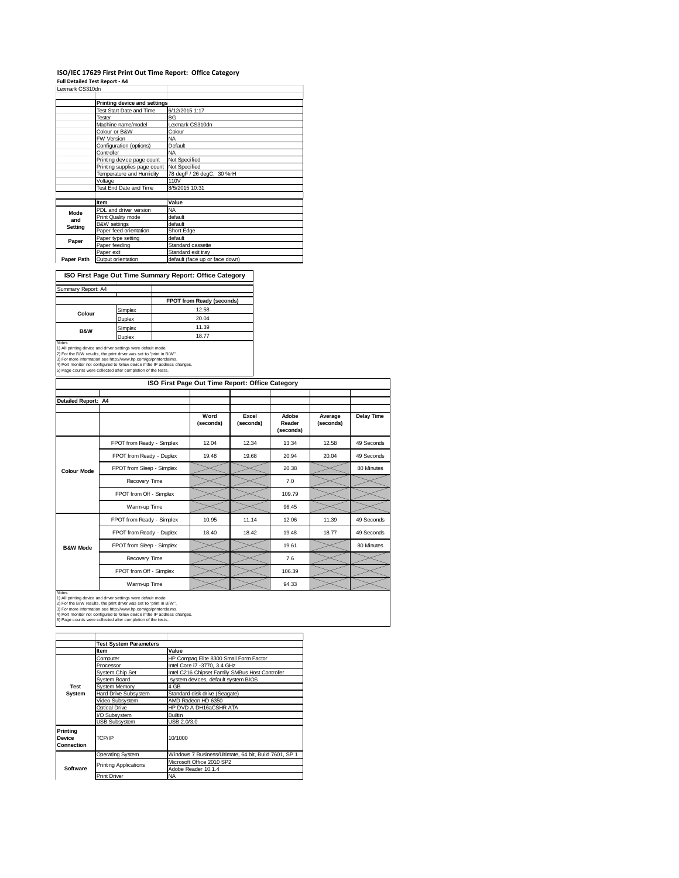## ISO/IEC 17629 First Print Out Time Report: Office Category

**Full Detailed Test Report - A4**

Lexmark CS310dn

| | | |
|---|---|---|
| | **Printing device and settings** | |
| | Test Start Date and Time | 6/12/2015 1:17 |
| | Tester | BG |
| | Machine name/model | Lexmark CS310dn |
| | Colour or B&W | Colour |
| | FW Version | NA |
| | Configuration (options) | Default |
| | Controller | NA |
| | Printing device page count | Not Specified |
| | Printing supplies page count | Not Specified |
| | Temperature and Humidity | 78 degF / 26 degC, 30 %rH |
| | Voltage | 110V |
| | Test End Date and Time | 8/5/2015 10:31 |

| | | |
|---|---|---|
| | **Item** | **Value** |
| **Mode and Setting** | PDL and driver version | NA |
| | Print Quality mode | default |
| | B&W settings | default |
| | Paper feed orientation | Short Edge |
| **Paper** | Paper type setting | default |
| | Paper feeding | Standard cassette |
| **Paper Path** | Paper exit | Standard exit tray |
| | Output orientation | default (face up or face down) |

### ISO First Page Out Time Summary Report: Office Category

Summary Report: A4

| | | FPOT from Ready (seconds) |
|---|---|---|
| **Colour** | Simplex | 12.58 |
| | Duplex | 20.04 |
| **B&W** | Simplex | 11.39 |
| | Duplex | 18.77 |

Notes
1) All printing device and driver settings were default mode.
2) For the B/W results, the print driver was set to "print in B/W".
3) For more information see http://www.hp.com/go/printerclaims.
4) Port monitor not configured to follow device if the IP address changes.
5) Page counts were collected after completion of the tests.

### ISO First Page Out Time Report: Office Category

Detailed Report: A4

| | | Word (seconds) | Excel (seconds) | Adobe Reader (seconds) | Average (seconds) | Delay Time |
|---|---|---|---|---|---|---|
| **Colour Mode** | FPOT from Ready - Simplex | 12.04 | 12.34 | 13.34 | 12.58 | 49 Seconds |
| | FPOT from Ready - Duplex | 19.48 | 19.68 | 20.94 | 20.04 | 49 Seconds |
| | FPOT from Sleep - Simplex | | | 20.38 | | 80 Minutes |
| | Recovery Time | | | 7.0 | | |
| | FPOT from Off - Simplex | | | 109.79 | | |
| | Warm-up Time | | | 96.45 | | |
| **B&W Mode** | FPOT from Ready - Simplex | 10.95 | 11.14 | 12.06 | 11.39 | 49 Seconds |
| | FPOT from Ready - Duplex | 18.40 | 18.42 | 19.48 | 18.77 | 49 Seconds |
| | FPOT from Sleep - Simplex | | | 19.61 | | 80 Minutes |
| | Recovery Time | | | 7.6 | | |
| | FPOT from Off - Simplex | | | 106.39 | | |
| | Warm-up Time | | | 94.33 | | |

Notes
1) All printing device and driver settings were default mode.
2) For the B/W results, the print driver was set to "print in B/W".
3) For more information see http://www.hp.com/go/printerclaims.
4) Port monitor not configured to follow device if the IP address changes.
5) Page counts were collected after completion of the tests.

| | | |
|---|---|---|
| | **Test System Parameters** | |
| | **Item** | **Value** |
| **Test System** | Computer | HP Compaq Elite 8300 Small Form Factor |
| | Processor | Intel Core i7 -3770, 3.4 GHz |
| | System Chip Set | Intel C216 Chipset Family SMBus Host Controller |
| | System Board | system devices, default system BIOS |
| | System Memory | 4 GB |
| | Hard Drive Subsystem | Standard disk drive (Seagate) |
| | Video Subsystem | AMD Radeon HD 6350 |
| | Optical Drive | HP DVD A DH16aCSHR ATA |
| | I/O Subsystem | Builtin |
| | USB Subsystem | USB 2.0/3.0 |
| **Printing Device Connection** | TCP/IP | 10/1000 |
| **Software** | Operating System | Windows 7 Business/Ultimate, 64 bit, Build 7601, SP 1 |
| | Printing Applications | Microsoft Office 2010 SP2 |
| | | Adobe Reader 10.1.4 |
| | Print Driver | NA |